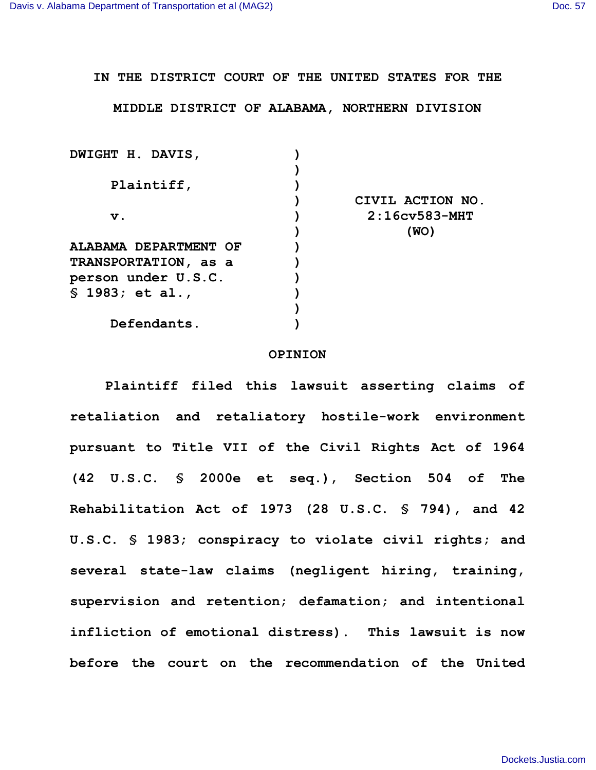IN THE DISTRICT COURT OF THE UNITED STATES FOR THE

MIDDLE DISTRICT OF ALABAMA, NORTHERN DIVISION

| | | |
|---|---|---|
| DWIGHT H. DAVIS, | ) | |
| | ) | |
| Plaintiff, | ) | |
| | ) | CIVIL ACTION NO. |
| v. | ) | 2:16cv583-MHT |
| | ) | (WO) |
| ALABAMA DEPARTMENT OF | ) | |
| TRANSPORTATION, as a | ) | |
| person under U.S.C. | ) | |
| § 1983; et al., | ) | |
| | ) | |
| Defendants. | ) | |

OPINION

Plaintiff filed this lawsuit asserting claims of retaliation and retaliatory hostile-work environment pursuant to Title VII of the Civil Rights Act of 1964 (42 U.S.C. § 2000e et seq.), Section 504 of The Rehabilitation Act of 1973 (28 U.S.C. § 794), and 42 U.S.C. § 1983; conspiracy to violate civil rights; and several state-law claims (negligent hiring, training, supervision and retention; defamation; and intentional infliction of emotional distress). This lawsuit is now before the court on the recommendation of the United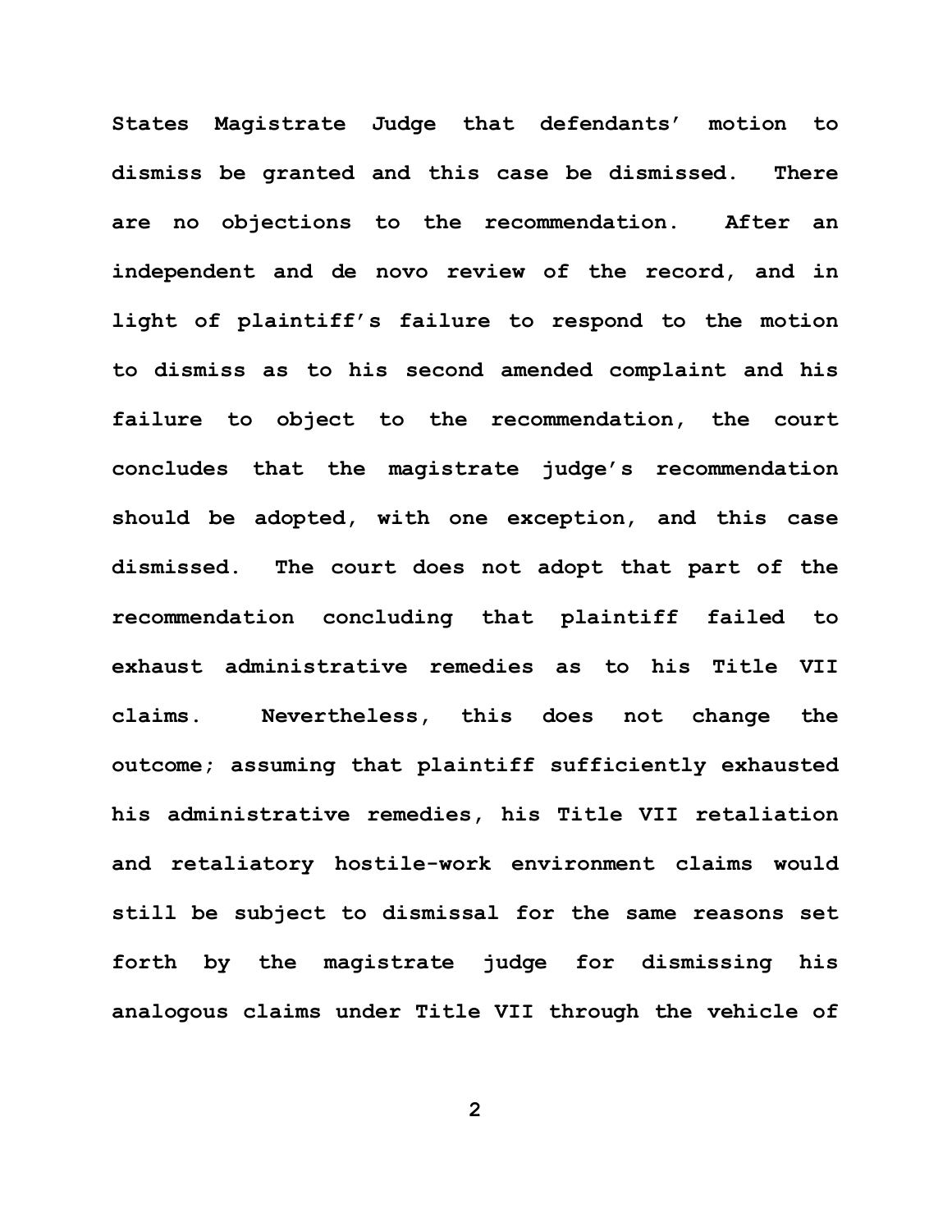**States Magistrate Judge that defendants' motion to dismiss be granted and this case be dismissed. There are no objections to the recommendation. After an independent and de novo review of the record, and in light of plaintiff's failure to respond to the motion to dismiss as to his second amended complaint and his failure to object to the recommendation, the court concludes that the magistrate judge's recommendation should be adopted, with one exception, and this case dismissed. The court does not adopt that part of the recommendation concluding that plaintiff failed to exhaust administrative remedies as to his Title VII claims. Nevertheless, this does not change the outcome; assuming that plaintiff sufficiently exhausted his administrative remedies, his Title VII retaliation and retaliatory hostile-work environment claims would still be subject to dismissal for the same reasons set forth by the magistrate judge for dismissing his analogous claims under Title VII through the vehicle of**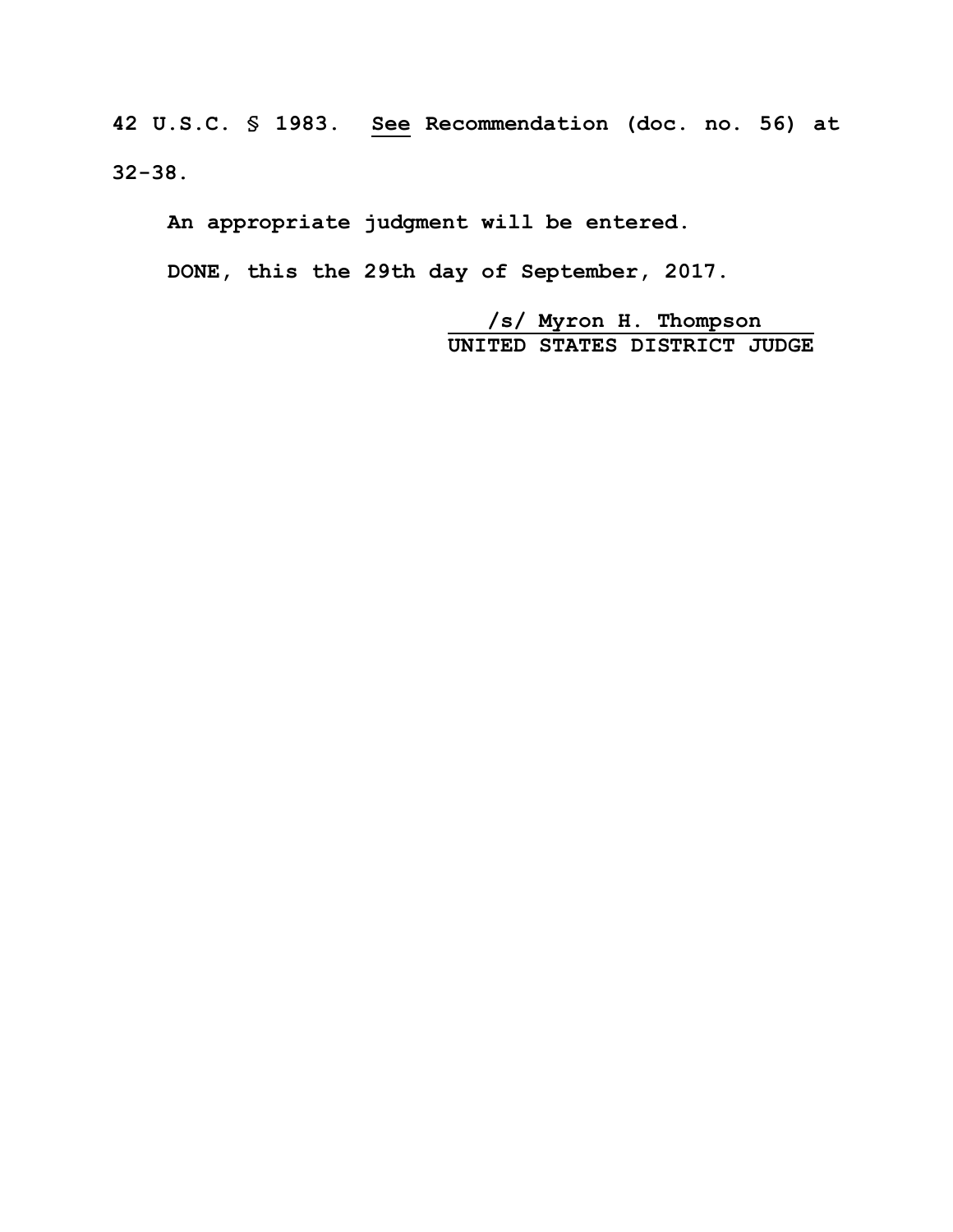42 U.S.C. § 1983. See Recommendation (doc. no. 56) at 32-38.

An appropriate judgment will be entered.

DONE, this the 29th day of September, 2017.

/s/ Myron H. Thompson
UNITED STATES DISTRICT JUDGE